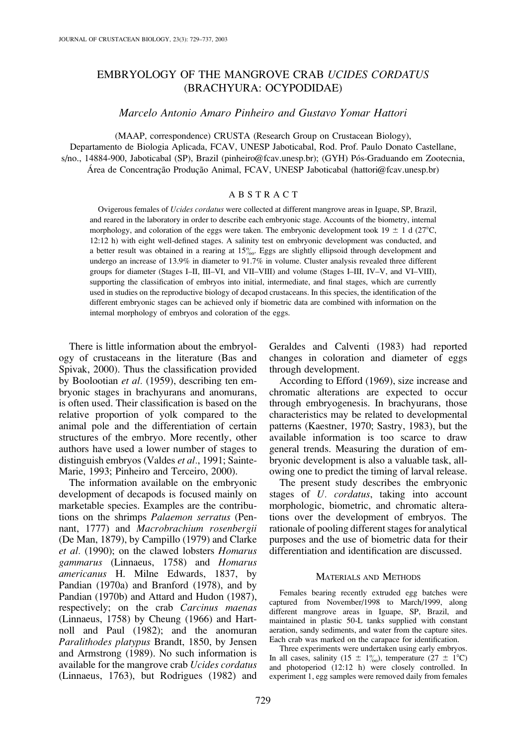# EMBRYOLOGY OF THE MANGROVE CRAB *UCIDES CORDATUS* (BRACHYURA: OCYPODIDAE)

*Marcelo Antonio Amaro Pinheiro and Gustavo Yomar Hattori*

(MAAP, correspondence) CRUSTA (Research Group on Crustacean Biology), Departamento de Biologia Aplicada, FCAV, UNESP Jaboticabal, Rod. Prof. Paulo Donato Castellane, s/no., 14884-900, Jaboticabal (SP), Brazil (pinheiro@fcav.unesp.br); (GYH) Pós-Graduando em Zootecnia, Área de Concentração Produção Animal, FCAV, UNESP Jaboticabal (hattori@fcav.unesp.br)

## ABSTRACT

Ovigerous females of *Ucides cordatus* were collected at different mangrove areas in Iguape, SP, Brazil, and reared in the laboratory in order to describe each embryonic stage. Accounts of the biometry, internal morphology, and coloration of the eggs were taken. The embryonic development took 19 ± 1 d (27°C, 12:12 h) with eight well-defined stages. A salinity test on embryonic development was conducted, and a better result was obtained in a rearing at 15‰. Eggs are slightly ellipsoid through development and undergo an increase of 13.9% in diameter to 91.7% in volume. Cluster analysis revealed three different groups for diameter (Stages I–II, III–VI, and VII–VIII) and volume (Stages I–III, IV–V, and VI–VIII), supporting the classification of embryos into initial, intermediate, and final stages, which are currently used in studies on the reproductive biology of decapod crustaceans. In this species, the identification of the different embryonic stages can be achieved only if biometric data are combined with information on the internal morphology of embryos and coloration of the eggs.

There is little information about the embryology of crustaceans in the literature (Bas and Spivak, 2000). Thus the classification provided by Boolootian *et al.* (1959), describing ten embryonic stages in brachyurans and anomurans, is often used. Their classification is based on the relative proportion of yolk compared to the animal pole and the differentiation of certain structures of the embryo. More recently, other authors have used a lower number of stages to distinguish embryos (Valdes *et al*., 1991; Sainte-Marie, 1993; Pinheiro and Terceiro, 2000).

The information available on the embryonic development of decapods is focused mainly on marketable species. Examples are the contributions on the shrimps *Palaemon serratus* (Pennant, 1777) and *Macrobrachium rosenbergii* (De Man, 1879), by Campillo (1979) and Clarke *et al.* (1990); on the clawed lobsters *Homarus gammarus* (Linnaeus, 1758) and *Homarus americanus* H. Milne Edwards, 1837, by Pandian (1970a) and Branford (1978), and by Pandian (1970b) and Attard and Hudon (1987), respectively; on the crab *Carcinus maenas* (Linnaeus, 1758) by Cheung (1966) and Hartnoll and Paul (1982); and the anomuran *Paralithodes platypus* Brandt, 1850, by Jensen and Armstrong (1989). No such information is available for the mangrove crab *Ucides cordatus* (Linnaeus, 1763), but Rodrigues (1982) and Geraldes and Calventi (1983) had reported changes in coloration and diameter of eggs through development.

According to Efford (1969), size increase and chromatic alterations are expected to occur through embryogenesis. In brachyurans, those characteristics may be related to developmental patterns (Kaestner, 1970; Sastry, 1983), but the available information is too scarce to draw general trends. Measuring the duration of embryonic development is also a valuable task, allowing one to predict the timing of larval release.

The present study describes the embryonic stages of *U. cordatus*, taking into account morphologic, biometric, and chromatic alterations over the development of embryos. The rationale of pooling different stages for analytical purposes and the use of biometric data for their differentiation and identification are discussed.

## MATERIALS AND METHODS

Females bearing recently extruded egg batches were captured from November/1998 to March/1999, along different mangrove areas in Iguape, SP, Brazil, and maintained in plastic 50-L tanks supplied with constant aeration, sandy sediments, and water from the capture sites. Each crab was marked on the carapace for identification.

Three experiments were undertaken using early embryos. In all cases, salinity (15 ± 1‰), temperature (27 ± 1°C) and photoperiod (12:12 h) were closely controlled. In experiment 1, egg samples were removed daily from females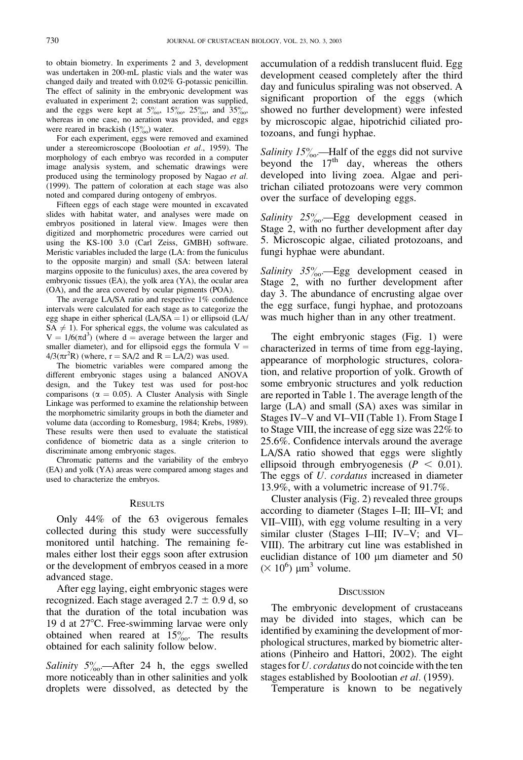to obtain biometry. In experiments 2 and 3, development was undertaken in 200-mL plastic vials and the water was changed daily and treated with 0.02% G-potassic penicillin. The effect of salinity in the embryonic development was evaluated in experiment 2; constant aeration was supplied, and the eggs were kept at 5‰, 15‰, 25‰, and 35‰, whereas in one case, no aeration was provided, and eggs were reared in brackish (15‰) water.

For each experiment, eggs were removed and examined under a stereomicroscope (Boolootian *et al.*, 1959). The morphology of each embryo was recorded in a computer image analysis system, and schematic drawings were produced using the terminology proposed by Nagao *et al.* (1999). The pattern of coloration at each stage was also noted and compared during ontogeny of embryos.

Fifteen eggs of each stage were mounted in excavated slides with habitat water, and analyses were made on embryos positioned in lateral view. Images were then digitized and morphometric procedures were carried out using the KS-100 3.0 (Carl Zeiss, GMBH) software. Meristic variables included the large (LA: from the funiculus to the opposite margin) and small (SA: between lateral margins opposite to the funiculus) axes, the area covered by embryonic tissues (EA), the yolk area (YA), the ocular area (OA), and the area covered by ocular pigments (POA).

The average LA/SA ratio and respective 1% confidence intervals were calculated for each stage as to categorize the egg shape in either spherical (LA/SA = 1) or ellipsoid (LA/SA ≠ 1). For spherical eggs, the volume was calculated as $V = 1/6(\pi d^3)$ (where d = average between the larger and smaller diameter), and for ellipsoid eggs the formula $V = 4/3(\pi r^2 R)$ (where, r = SA/2 and R = LA/2) was used.

The biometric variables were compared among the different embryonic stages using a balanced ANOVA design, and the Tukey test was used for post-hoc comparisons ($\alpha = 0.05$). A Cluster Analysis with Single Linkage was performed to examine the relationship between the morphometric similarity groups in both the diameter and volume data (according to Romesburg, 1984; Krebs, 1989). These results were then used to evaluate the statistical confidence of biometric data as a single criterion to discriminate among embryonic stages.

Chromatic patterns and the variability of the embryo (EA) and yolk (YA) areas were compared among stages and used to characterize the embryos.

## Results

Only 44% of the 63 ovigerous females collected during this study were successfully monitored until hatching. The remaining females either lost their eggs soon after extrusion or the development of embryos ceased in a more advanced stage.

After egg laying, eight embryonic stages were recognized. Each stage averaged 2.7 ± 0.9 d, so that the duration of the total incubation was 19 d at 27°C. Free-swimming larvae were only obtained when reared at 15‰. The results obtained for each salinity follow below.

*Salinity 5‰*.—After 24 h, the eggs swelled more noticeably than in other salinities and yolk droplets were dissolved, as detected by the accumulation of a reddish translucent fluid. Egg development ceased completely after the third day and funiculus spiraling was not observed. A significant proportion of the eggs (which showed no further development) were infested by microscopic algae, hipotrichid ciliated protozoans, and fungi hyphae.

*Salinity 15‰*.—Half of the eggs did not survive beyond the 17th day, whereas the others developed into living zoea. Algae and peritrichan ciliated protozoans were very common over the surface of developing eggs.

*Salinity 25‰*.—Egg development ceased in Stage 2, with no further development after day 5. Microscopic algae, ciliated protozoans, and fungi hyphae were abundant.

*Salinity 35‰*.—Egg development ceased in Stage 2, with no further development after day 3. The abundance of encrusting algae over the egg surface, fungi hyphae, and protozoans was much higher than in any other treatment.

The eight embryonic stages (Fig. 1) were characterized in terms of time from egg-laying, appearance of morphologic structures, coloration, and relative proportion of yolk. Growth of some embryonic structures and yolk reduction are reported in Table 1. The average length of the large (LA) and small (SA) axes was similar in Stages IV–V and VI–VII (Table 1). From Stage I to Stage VIII, the increase of egg size was 22% to 25.6%. Confidence intervals around the average LA/SA ratio showed that eggs were slightly ellipsoid through embryogenesis ($P < 0.01$). The eggs of *U. cordatus* increased in diameter 13.9%, with a volumetric increase of 91.7%.

Cluster analysis (Fig. 2) revealed three groups according to diameter (Stages I–II; III–VI; and VII–VIII), with egg volume resulting in a very similar cluster (Stages I–III; IV–V; and VI–VIII). The arbitrary cut line was established in euclidian distance of 100 μm diameter and 50 ($\times 10^6$) μm$^3$ volume.

## Discussion

The embryonic development of crustaceans may be divided into stages, which can be identified by examining the development of morphological structures, marked by biometric alterations (Pinheiro and Hattori, 2002). The eight stages for *U. cordatus* do not coincide with the ten stages established by Boolootian *et al.* (1959).

Temperature is known to be negatively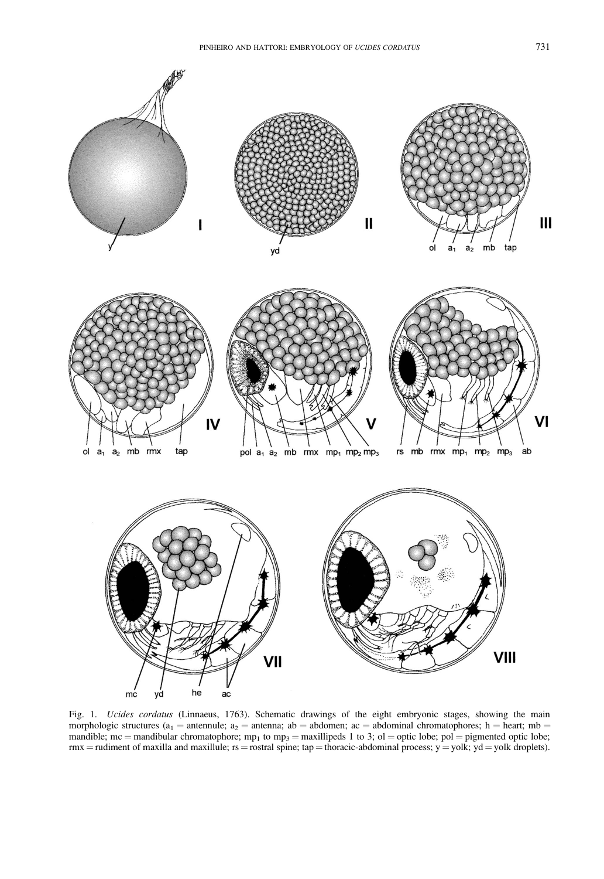Fig. 1. *Ucides cordatus* (Linnaeus, 1763). Schematic drawings of the eight embryonic stages, showing the main morphologic structures ($a_1$ = antennule; $a_2$ = antenna; ab = abdomen; ac = abdominal chromatophores; h = heart; mb = mandible; mc = mandibular chromatophore; $mp_1$ to $mp_3$ = maxillipeds 1 to 3; ol = optic lobe; pol = pigmented optic lobe; rmx = rudiment of maxilla and maxillule; rs = rostral spine; tap = thoracic-abdominal process; y = yolk; yd = yolk droplets).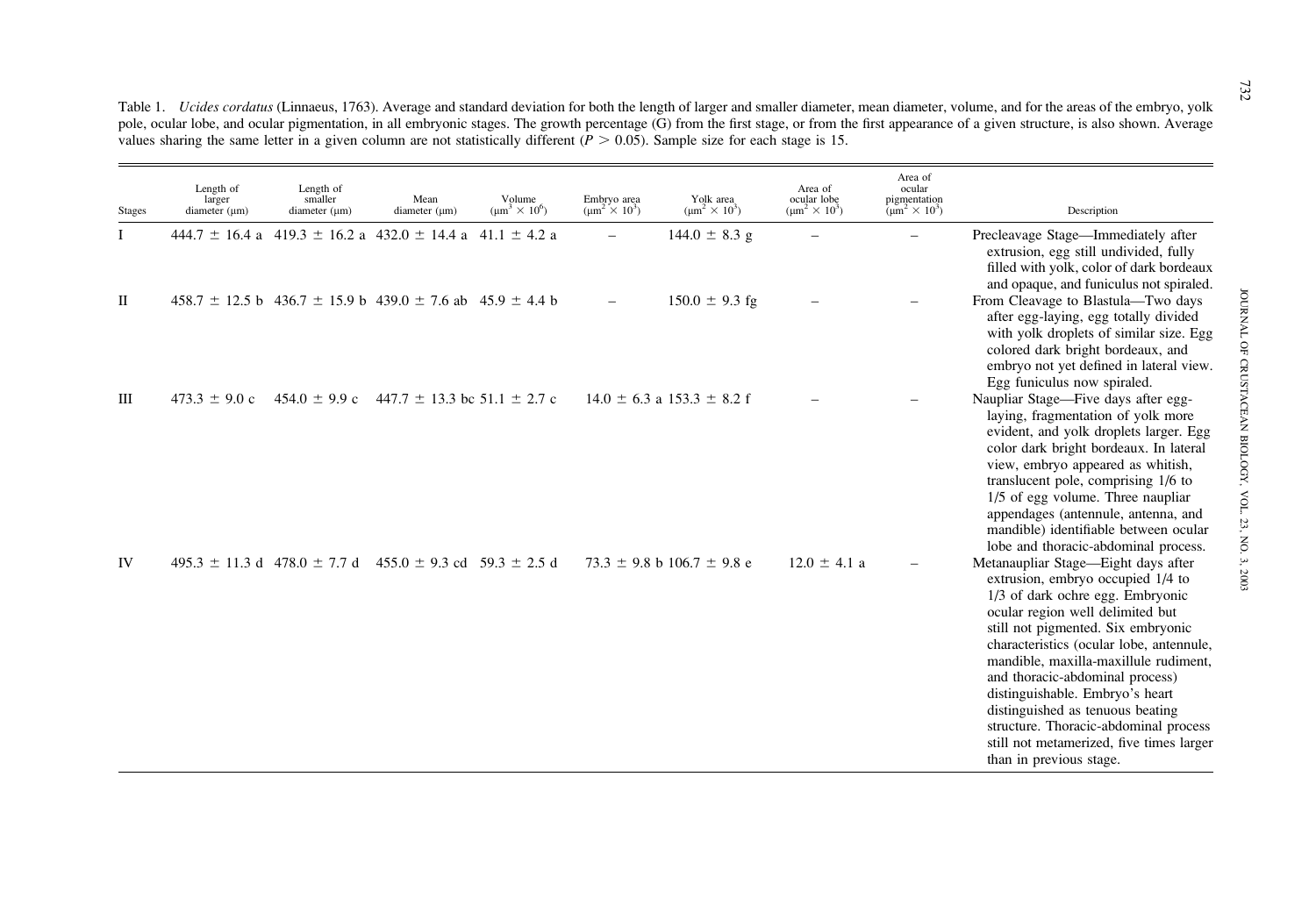Table 1. *Ucides cordatus* (Linnaeus, 1763). Average and standard deviation for both the length of larger and smaller diameter, mean diameter, volume, and for the areas of the embryo, yolk pole, ocular lobe, and ocular pigmentation, in all embryonic stages. The growth percentage (G) from the first stage, or from the first appearance of a given structure, is also shown. Average values sharing the same letter in a given column are not statistically different ($P > 0.05$). Sample size for each stage is 15.

| Stages | Length of larger diameter (μm) | Length of smaller diameter (μm) | Mean diameter (μm) | Volume ($\mu m^3 \times 10^6$) | Embryo area ($\mu m^2 \times 10^3$) | Yolk area ($\mu m^2 \times 10^3$) | Area of ocular lobe ($\mu m^2 \times 10^3$) | Area of ocular pigmentation ($\mu m^2 \times 10^3$) | Description |
|---|---|---|---|---|---|---|---|---|---|
| I | 444.7 ± 16.4 a | 419.3 ± 16.2 a | 432.0 ± 14.4 a | 41.1 ± 4.2 a | – | 144.0 ± 8.3 g | – | – | Precleavage Stage—Immediately after extrusion, egg still undivided, fully filled with yolk, color of dark bordeaux and opaque, and funiculus not spiraled. |
| II | 458.7 ± 12.5 b | 436.7 ± 15.9 b | 439.0 ± 7.6 ab | 45.9 ± 4.4 b | – | 150.0 ± 9.3 fg | – | – | From Cleavage to Blastula—Two days after egg-laying, egg totally divided with yolk droplets of similar size. Egg colored dark bright bordeaux, and embryo not yet defined in lateral view. Egg funiculus now spiraled. |
| III | 473.3 ± 9.0 c | 454.0 ± 9.9 c | 447.7 ± 13.3 bc | 51.1 ± 2.7 c | 14.0 ± 6.3 a | 153.3 ± 8.2 f | – | – | Naupliar Stage—Five days after egg-laying, fragmentation of yolk more evident, and yolk droplets larger. Egg color dark bright bordeaux. In lateral view, embryo appeared as whitish, translucent pole, comprising 1/6 to 1/5 of egg volume. Three naupliar appendages (antennule, antenna, and mandible) identifiable between ocular lobe and thoracic-abdominal process. |
| IV | 495.3 ± 11.3 d | 478.0 ± 7.7 d | 455.0 ± 9.3 cd | 59.3 ± 2.5 d | 73.3 ± 9.8 b | 106.7 ± 9.8 e | 12.0 ± 4.1 a | – | Metanaupliar Stage—Eight days after extrusion, embryo occupied 1/4 to 1/3 of dark ochre egg. Embryonic ocular region well delimited but still not pigmented. Six embryonic characteristics (ocular lobe, antennule, mandible, maxilla-maxillule rudiment, and thoracic-abdominal process) distinguishable. Embryo's heart distinguished as tenuous beating structure. Thoracic-abdominal process still not metamerized, five times larger than in previous stage. |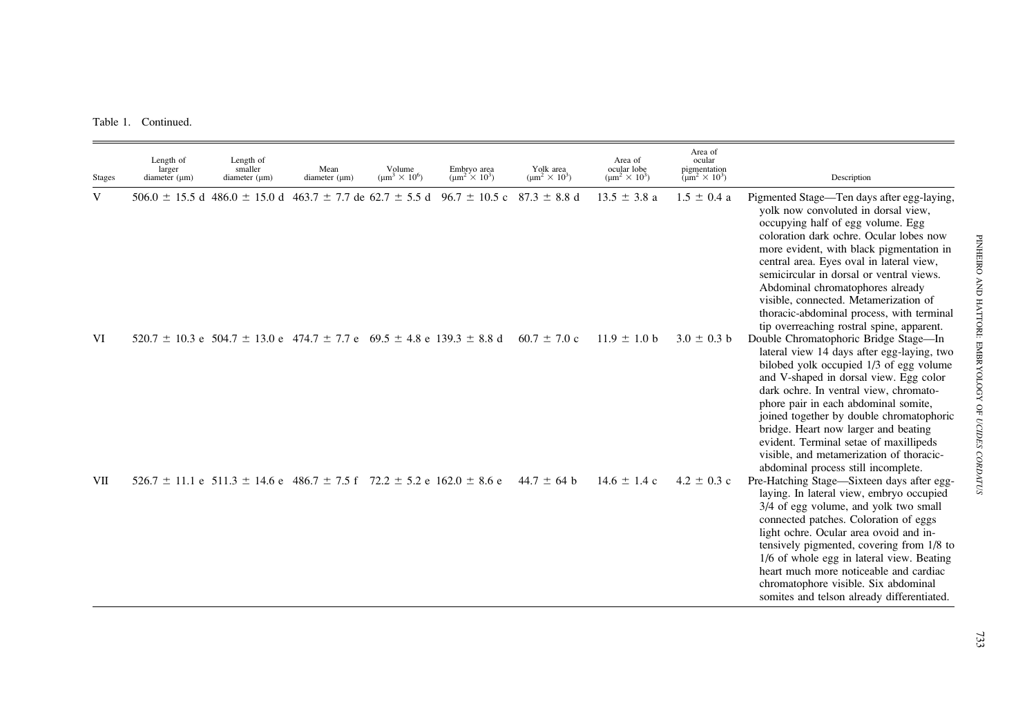Table 1. Continued.

| Stages | Length of larger diameter (μm) | Length of smaller diameter (μm) | Mean diameter (μm) | Volume ($\mu m^3 \times 10^6$) | Embryo area ($\mu m^2 \times 10^3$) | Yolk area ($\mu m^2 \times 10^3$) | Area of ocular lobe ($\mu m^2 \times 10^3$) | Area of ocular pigmentation ($\mu m^2 \times 10^3$) | Description |
|---|---|---|---|---|---|---|---|---|---|
| V | 506.0 ± 15.5 d | 486.0 ± 15.0 d | 463.7 ± 7.7 de | 62.7 ± 5.5 d | 96.7 ± 10.5 c | 87.3 ± 8.8 d | 13.5 ± 3.8 a | 1.5 ± 0.4 a | Pigmented Stage—Ten days after egg-laying, yolk now convoluted in dorsal view, occupying half of egg volume. Egg coloration dark ochre. Ocular lobes now more evident, with black pigmentation in central area. Eyes oval in lateral view, semicircular in dorsal or ventral views. Abdominal chromatophores already visible, connected. Metamerization of thoracic-abdominal process, with terminal tip overreaching rostral spine, apparent. |
| VI | 520.7 ± 10.3 e | 504.7 ± 13.0 e | 474.7 ± 7.7 e | 69.5 ± 4.8 e | 139.3 ± 8.8 d | 60.7 ± 7.0 c | 11.9 ± 1.0 b | 3.0 ± 0.3 b | Double Chromatophoric Bridge Stage—In lateral view 14 days after egg-laying, two bilobed yolk occupied 1/3 of egg volume and V-shaped in dorsal view. Egg color dark ochre. In ventral view, chromatophore pair in each abdominal somite, joined together by double chromatophoric bridge. Heart now larger and beating evident. Terminal setae of maxillipeds visible, and metamerization of thoracic-abdominal process still incomplete. |
| VII | 526.7 ± 11.1 e | 511.3 ± 14.6 e | 486.7 ± 7.5 f | 72.2 ± 5.2 e | 162.0 ± 8.6 e | 44.7 ± 64 b | 14.6 ± 1.4 c | 4.2 ± 0.3 c | Pre-Hatching Stage—Sixteen days after egg-laying. In lateral view, embryo occupied 3/4 of egg volume, and yolk two small connected patches. Coloration of eggs light ochre. Ocular area ovoid and intensively pigmented, covering from 1/8 to 1/6 of whole egg in lateral view. Beating heart much more noticeable and cardiac chromatophore visible. Six abdominal somites and telson already differentiated. |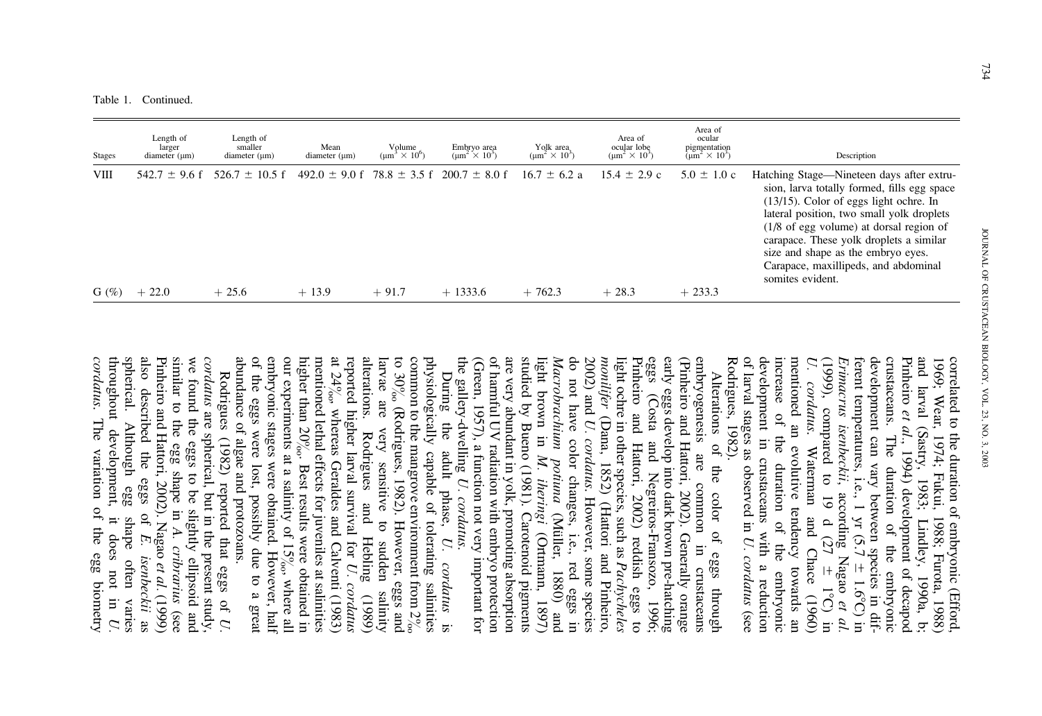Table 1. Continued.

| Stages | Length of larger diameter (μm) | Length of smaller diameter (μm) | Mean diameter (μm) | Volume ($\mu m^3 \times 10^6$) | Embryo area ($\mu m^2 \times 10^3$) | Yolk area ($\mu m^2 \times 10^3$) | Area of ocular lobe ($\mu m^2 \times 10^3$) | Area of ocular pigmentation ($\mu m^2 \times 10^3$) | Description |
|---|---|---|---|---|---|---|---|---|---|
| VIII | 542.7 ± 9.6 f | 526.7 ± 10.5 f | 492.0 ± 9.0 f | 78.8 ± 3.5 f | 200.7 ± 8.0 f | 16.7 ± 6.2 a | 15.4 ± 2.9 c | 5.0 ± 1.0 c | Hatching Stage—Nineteen days after extrusion, larva totally formed, fills egg space (13/15). Color of eggs light ochre. In lateral position, two small yolk droplets (1/8 of egg volume) at dorsal region of carapace. These yolk droplets a similar size and shape as the embryo eyes. Carapace, maxillipeds, and abdominal somites evident. |
| G (%) | + 22.0 | + 25.6 | + 13.9 | + 91.7 | + 1333.6 | + 762.3 | + 28.3 | + 233.3 | |

correlated to the duration of embryonic (Efford, 1969; Wear, 1974; Fukui, 1988; Furota, 1988) and larval (Sastry, 1983; Lindley, 1990a, b; Pinheiro *et al.*, 1994) development of decapod crustaceans. The duration of the embryonic development can vary between species in different temperatures, i.e., 1 yr (5.7 ± 1.6°C) in *Erimacrus isenbeckii*, according Nagao *et al.* (1999), compared to 19 d (27 ± 1°C) in *U. cordatus*. Waterman and Chace (1960) mentioned an evolutive tendency towards an increase of the duration of the embryonic development in crustaceans with a reduction of larval stages as observed in *U. cordatus* (see Rodrigues, 1982).

Alterations of the color of eggs through embryogenesis are common in crustaceans (Pinheiro and Hattori, 2002). Generally orange early eggs develop into dark brown pre-hatching eggs (Costa and Negreiros-Fransozo, 1996; Pinheiro and Hattori, 2002) reddish eggs to light ochre in other species, such as *Pachycheles monilifer* (Dana, 1852) (Hattori and Pinheiro, 2002) and *U. cordatus*. However, some species do not have color changes, i.e., red eggs in *Macrobrachium potiuna* (Müller, 1880) and light brown in *M. iheringi* (Ortmann, 1897) studied by Bueno (1981). Carotenoid pigments are very abundant in yolk, promoting absorption of harmful UV radiation with embryo protection (Green, 1957), a function not very important for the gallery-dwelling *U. cordatus*.

During the adult phase, *U. cordatus* is physiologically capable of tolerating salinities common to the mangrove environment from 2‰ to 30‰ (Rodrigues, 1982). However, eggs and larvae are very sensitive to sudden salinity alterations. Rodrigues and Hebling (1989) reported higher larval survival for *U. cordatus* at 24‰, whereas Geraldes and Calventi (1983) mentioned lethal effects for juveniles at salinities higher than 20‰. Best results were obtained in our experiments at a salinity of 15‰, where all embryonic stages were obtained. However, half of the eggs were lost, possibly due to a great abundance of algae and protozoans.

Rodrigues (1982) reported that eggs of *U. cordatus* are spherical, but in the present study, we found the eggs to be slightly ellipsoid and similar to the egg shape in *A. cribrarius* (see Pinheiro and Hattori, 2002). Nagao *et al.* (1999) also described the eggs of *E. isenbeckii* as spherical. Although egg shape often varies throughout development, it does not in *U. cordatus*. The variation of the egg biometry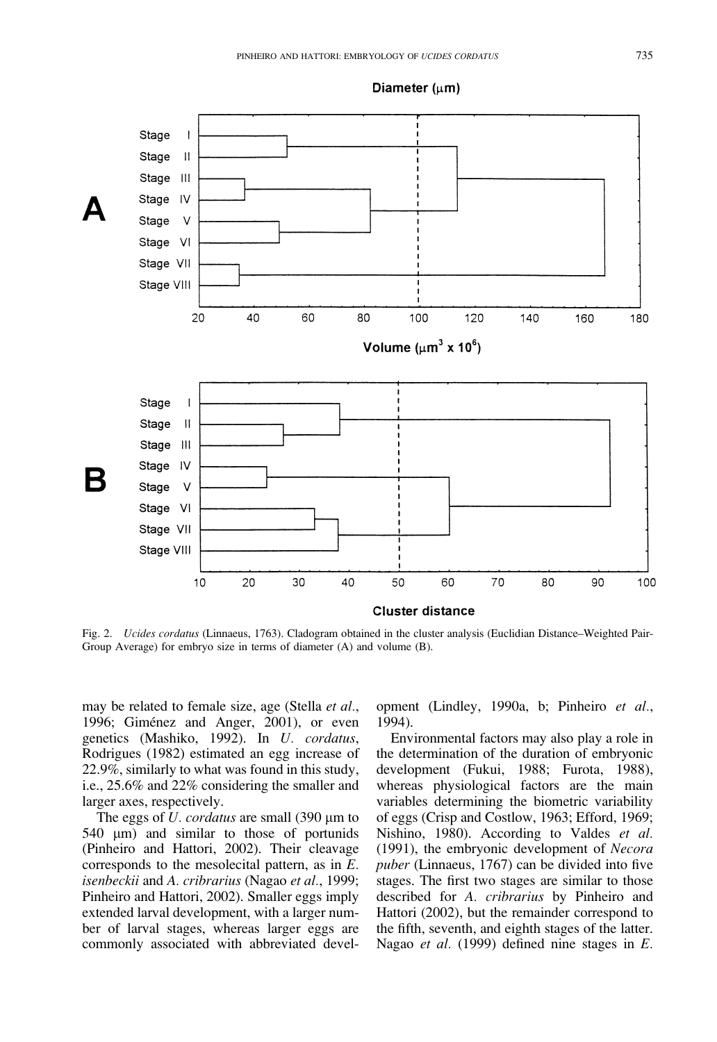Fig. 2. *Ucides cordatus* (Linnaeus, 1763). Cladogram obtained in the cluster analysis (Euclidian Distance–Weighted Pair-Group Average) for embryo size in terms of diameter (A) and volume (B).

may be related to female size, age (Stella *et al*., 1996; Giménez and Anger, 2001), or even genetics (Mashiko, 1992). In *U. cordatus*, Rodrigues (1982) estimated an egg increase of 22.9%, similarly to what was found in this study, i.e., 25.6% and 22% considering the smaller and larger axes, respectively.

The eggs of *U. cordatus* are small (390 μm to 540 μm) and similar to those of portunids (Pinheiro and Hattori, 2002). Their cleavage corresponds to the mesolecital pattern, as in *E. isenbeckii* and *A. cribrarius* (Nagao *et al*., 1999; Pinheiro and Hattori, 2002). Smaller eggs imply extended larval development, with a larger number of larval stages, whereas larger eggs are commonly associated with abbreviated development (Lindley, 1990a, b; Pinheiro *et al*., 1994).

Environmental factors may also play a role in the determination of the duration of embryonic development (Fukui, 1988; Furota, 1988), whereas physiological factors are the main variables determining the biometric variability of eggs (Crisp and Costlow, 1963; Efford, 1969; Nishino, 1980). According to Valdes *et al*. (1991), the embryonic development of *Necora puber* (Linnaeus, 1767) can be divided into five stages. The first two stages are similar to those described for *A. cribrarius* by Pinheiro and Hattori (2002), but the remainder correspond to the fifth, seventh, and eighth stages of the latter. Nagao *et al*. (1999) defined nine stages in *E.*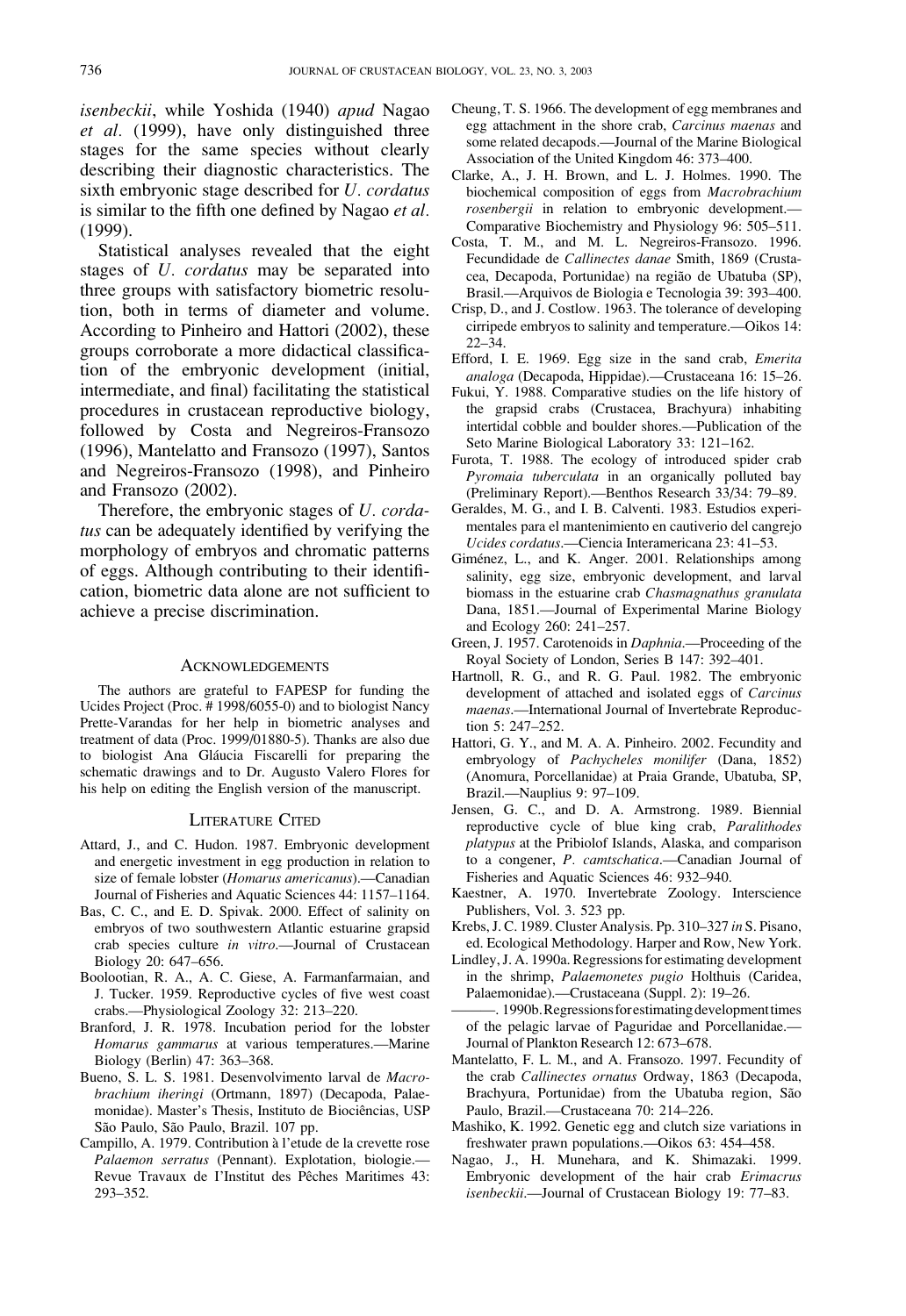*isenbeckii*, while Yoshida (1940) *apud* Nagao *et al*. (1999), have only distinguished three stages for the same species without clearly describing their diagnostic characteristics. The sixth embryonic stage described for *U. cordatus* is similar to the fifth one defined by Nagao *et al*. (1999).

Statistical analyses revealed that the eight stages of *U. cordatus* may be separated into three groups with satisfactory biometric resolution, both in terms of diameter and volume. According to Pinheiro and Hattori (2002), these groups corroborate a more didactical classification of the embryonic development (initial, intermediate, and final) facilitating the statistical procedures in crustacean reproductive biology, followed by Costa and Negreiros-Fransozo (1996), Mantelatto and Fransozo (1997), Santos and Negreiros-Fransozo (1998), and Pinheiro and Fransozo (2002).

Therefore, the embryonic stages of *U. cordatus* can be adequately identified by verifying the morphology of embryos and chromatic patterns of eggs. Although contributing to their identification, biometric data alone are not sufficient to achieve a precise discrimination.

## Acknowledgements

The authors are grateful to FAPESP for funding the Ucides Project (Proc. # 1998/6055-0) and to biologist Nancy Prette-Varandas for her help in biometric analyses and treatment of data (Proc. 1999/01880-5). Thanks are also due to biologist Ana Gláucia Fiscarelli for preparing the schematic drawings and to Dr. Augusto Valero Flores for his help on editing the English version of the manuscript.

## Literature Cited

Attard, J., and C. Hudon. 1987. Embryonic development and energetic investment in egg production in relation to size of female lobster (*Homarus americanus*).—Canadian Journal of Fisheries and Aquatic Sciences 44: 1157–1164.

Bas, C. C., and E. D. Spivak. 2000. Effect of salinity on embryos of two southwestern Atlantic estuarine grapsid crab species culture *in vitro*.—Journal of Crustacean Biology 20: 647–656.

Boolootian, R. A., A. C. Giese, A. Farmanfarmaian, and J. Tucker. 1959. Reproductive cycles of five west coast crabs.—Physiological Zoology 32: 213–220.

Branford, J. R. 1978. Incubation period for the lobster *Homarus gammarus* at various temperatures.—Marine Biology (Berlin) 47: 363–368.

Bueno, S. L. S. 1981. Desenvolvimento larval de *Macrobrachium iheringi* (Ortmann, 1897) (Decapoda, Palaemonidae). Master's Thesis, Instituto de Biociências, USP São Paulo, São Paulo, Brazil. 107 pp.

Campillo, A. 1979. Contribution à l'etude de la crevette rose *Palaemon serratus* (Pennant). Explotation, biologie.—Revue Travaux de I'Institut des Pêches Maritimes 43: 293–352.

Cheung, T. S. 1966. The development of egg membranes and egg attachment in the shore crab, *Carcinus maenas* and some related decapods.—Journal of the Marine Biological Association of the United Kingdom 46: 373–400.

Clarke, A., J. H. Brown, and L. J. Holmes. 1990. The biochemical composition of eggs from *Macrobrachium rosenbergii* in relation to embryonic development.—Comparative Biochemistry and Physiology 96: 505–511.

Costa, T. M., and M. L. Negreiros-Fransozo. 1996. Fecundidade de *Callinectes danae* Smith, 1869 (Crustacea, Decapoda, Portunidae) na região de Ubatuba (SP), Brasil.—Arquivos de Biologia e Tecnologia 39: 393–400.

Crisp, D., and J. Costlow. 1963. The tolerance of developing cirripede embryos to salinity and temperature.—Oikos 14: 22–34.

Efford, I. E. 1969. Egg size in the sand crab, *Emerita analoga* (Decapoda, Hippidae).—Crustaceana 16: 15–26.

Fukui, Y. 1988. Comparative studies on the life history of the grapsid crabs (Crustacea, Brachyura) inhabiting intertidal cobble and boulder shores.—Publication of the Seto Marine Biological Laboratory 33: 121–162.

Furota, T. 1988. The ecology of introduced spider crab *Pyromaia tuberculata* in an organically polluted bay (Preliminary Report).—Benthos Research 33/34: 79–89.

Geraldes, M. G., and I. B. Calventi. 1983. Estudios experimentales para el mantenimiento en cautiverio del cangrejo *Ucides cordatus*.—Ciencia Interamericana 23: 41–53.

Giménez, L., and K. Anger. 2001. Relationships among salinity, egg size, embryonic development, and larval biomass in the estuarine crab *Chasmagnathus granulata* Dana, 1851.—Journal of Experimental Marine Biology and Ecology 260: 241–257.

Green, J. 1957. Carotenoids in *Daphnia*.—Proceeding of the Royal Society of London, Series B 147: 392–401.

Hartnoll, R. G., and R. G. Paul. 1982. The embryonic development of attached and isolated eggs of *Carcinus maenas*.—International Journal of Invertebrate Reproduction 5: 247–252.

Hattori, G. Y., and M. A. A. Pinheiro. 2002. Fecundity and embryology of *Pachycheles monilifer* (Dana, 1852) (Anomura, Porcellanidae) at Praia Grande, Ubatuba, SP, Brazil.—Nauplius 9: 97–109.

Jensen, G. C., and D. A. Armstrong. 1989. Biennial reproductive cycle of blue king crab, *Paralithodes platypus* at the Pribiolof Islands, Alaska, and comparison to a congener, *P. camtschatica*.—Canadian Journal of Fisheries and Aquatic Sciences 46: 932–940.

Kaestner, A. 1970. Invertebrate Zoology. Interscience Publishers, Vol. 3. 523 pp.

Krebs, J. C. 1989. Cluster Analysis. Pp. 310–327 *in* S. Pisano, ed. Ecological Methodology. Harper and Row, New York.

Lindley, J. A. 1990a. Regressions for estimating development in the shrimp, *Palaemonetes pugio* Holthuis (Caridea, Palaemonidae).—Crustaceana (Suppl. 2): 19–26.

———. 1990b. Regressions for estimating development times of the pelagic larvae of Paguridae and Porcellanidae.—Journal of Plankton Research 12: 673–678.

Mantelatto, F. L. M., and A. Fransozo. 1997. Fecundity of the crab *Callinectes ornatus* Ordway, 1863 (Decapoda, Brachyura, Portunidae) from the Ubatuba region, São Paulo, Brazil.—Crustaceana 70: 214–226.

Mashiko, K. 1992. Genetic egg and clutch size variations in freshwater prawn populations.—Oikos 63: 454–458.

Nagao, J., H. Munehara, and K. Shimazaki. 1999. Embryonic development of the hair crab *Erimacrus isenbeckii*.—Journal of Crustacean Biology 19: 77–83.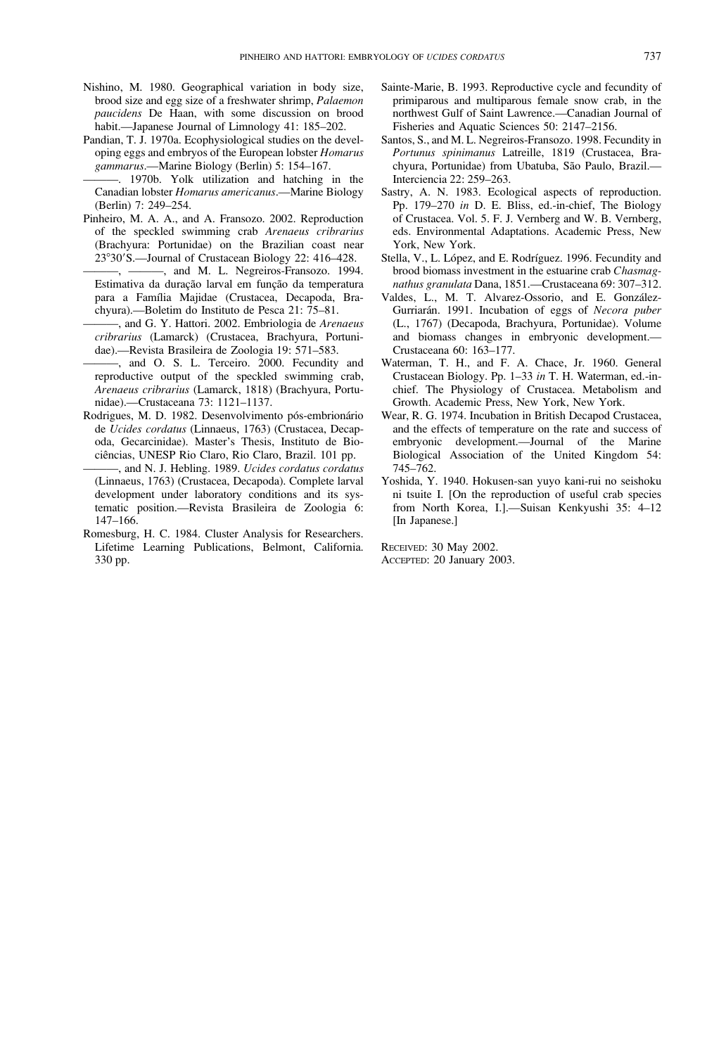Nishino, M. 1980. Geographical variation in body size, brood size and egg size of a freshwater shrimp, *Palaemon paucidens* De Haan, with some discussion on brood habit.—Japanese Journal of Limnology 41: 185–202.

Pandian, T. J. 1970a. Ecophysiological studies on the developing eggs and embryos of the European lobster *Homarus gammarus*.—Marine Biology (Berlin) 5: 154–167.

———. 1970b. Yolk utilization and hatching in the Canadian lobster *Homarus americanus*.—Marine Biology (Berlin) 7: 249–254.

Pinheiro, M. A. A., and A. Fransozo. 2002. Reproduction of the speckled swimming crab *Arenaeus cribrarius* (Brachyura: Portunidae) on the Brazilian coast near 23°30′S.—Journal of Crustacean Biology 22: 416–428.

———, ———, and M. L. Negreiros-Fransozo. 1994. Estimativa da duração larval em função da temperatura para a Família Majidae (Crustacea, Decapoda, Brachyura).—Boletim do Instituto de Pesca 21: 75–81.

———, and G. Y. Hattori. 2002. Embriologia de *Arenaeus cribrarius* (Lamarck) (Crustacea, Brachyura, Portunidae).—Revista Brasileira de Zoologia 19: 571–583.

———, and O. S. L. Terceiro. 2000. Fecundity and reproductive output of the speckled swimming crab, *Arenaeus cribrarius* (Lamarck, 1818) (Brachyura, Portunidae).—Crustaceana 73: 1121–1137.

Rodrigues, M. D. 1982. Desenvolvimento pós-embrionário de *Ucides cordatus* (Linnaeus, 1763) (Crustacea, Decapoda, Gecarcinidae). Master's Thesis, Instituto de Biociências, UNESP Rio Claro, Rio Claro, Brazil. 101 pp.

———, and N. J. Hebling. 1989. *Ucides cordatus cordatus* (Linnaeus, 1763) (Crustacea, Decapoda). Complete larval development under laboratory conditions and its systematic position.—Revista Brasileira de Zoologia 6: 147–166.

Romesburg, H. C. 1984. Cluster Analysis for Researchers. Lifetime Learning Publications, Belmont, California. 330 pp.

Sainte-Marie, B. 1993. Reproductive cycle and fecundity of primiparous and multiparous female snow crab, in the northwest Gulf of Saint Lawrence.—Canadian Journal of Fisheries and Aquatic Sciences 50: 2147–2156.

Santos, S., and M. L. Negreiros-Fransozo. 1998. Fecundity in *Portunus spinimanus* Latreille, 1819 (Crustacea, Brachyura, Portunidae) from Ubatuba, São Paulo, Brazil.—Interciencia 22: 259–263.

Sastry, A. N. 1983. Ecological aspects of reproduction. Pp. 179–270 *in* D. E. Bliss, ed.-in-chief, The Biology of Crustacea. Vol. 5. F. J. Vernberg and W. B. Vernberg, eds. Environmental Adaptations. Academic Press, New York, New York.

Stella, V., L. López, and E. Rodríguez. 1996. Fecundity and brood biomass investment in the estuarine crab *Chasmagnathus granulata* Dana, 1851.—Crustaceana 69: 307–312.

Valdes, L., M. T. Alvarez-Ossorio, and E. González-Gurriarán. 1991. Incubation of eggs of *Necora puber* (L., 1767) (Decapoda, Brachyura, Portunidae). Volume and biomass changes in embryonic development.—Crustaceana 60: 163–177.

Waterman, T. H., and F. A. Chace, Jr. 1960. General Crustacean Biology. Pp. 1–33 *in* T. H. Waterman, ed.-in-chief. The Physiology of Crustacea. Metabolism and Growth. Academic Press, New York, New York.

Wear, R. G. 1974. Incubation in British Decapod Crustacea, and the effects of temperature on the rate and success of embryonic development.—Journal of the Marine Biological Association of the United Kingdom 54: 745–762.

Yoshida, Y. 1940. Hokusen-san yuyo kani-rui no seishoku ni tsuite I. [On the reproduction of useful crab species from North Korea, I.].—Suisan Kenkyushi 35: 4–12 [In Japanese.]

RECEIVED: 30 May 2002.
ACCEPTED: 20 January 2003.